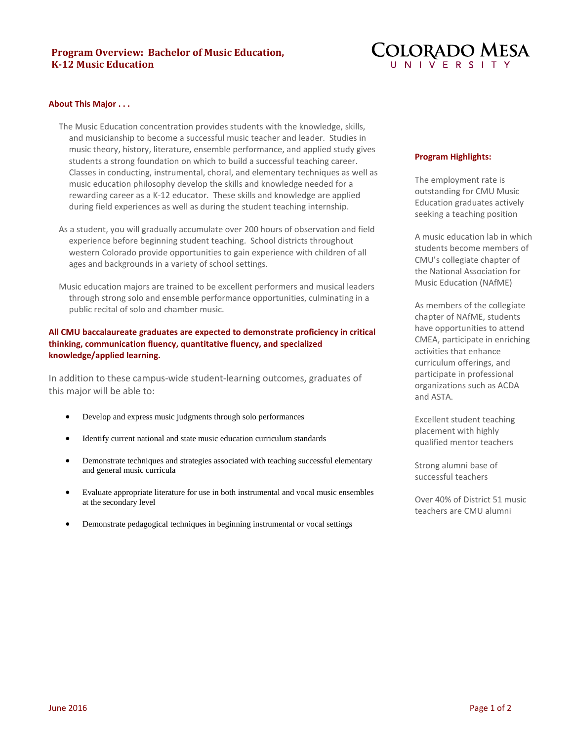# Program Overview: Bachelor of Music Education, K-12 Music Education

COLORADO MESA UNIVERSITY

## About This Major . . .

The Music Education concentration provides students with the knowledge, skills, and musicianship to become a successful music teacher and leader. Studies in music theory, history, literature, ensemble performance, and applied study gives students a strong foundation on which to build a successful teaching career. Classes in conducting, instrumental, choral, and elementary techniques as well as music education philosophy develop the skills and knowledge needed for a rewarding career as a K-12 educator. These skills and knowledge are applied during field experiences as well as during the student teaching internship.

As a student, you will gradually accumulate over 200 hours of observation and field experience before beginning student teaching. School districts throughout western Colorado provide opportunities to gain experience with children of all ages and backgrounds in a variety of school settings.

Music education majors are trained to be excellent performers and musical leaders through strong solo and ensemble performance opportunities, culminating in a public recital of solo and chamber music.

**All CMU baccalaureate graduates are expected to demonstrate proficiency in critical thinking, communication fluency, quantitative fluency, and specialized knowledge/applied learning.**

In addition to these campus-wide student-learning outcomes, graduates of this major will be able to:

- Develop and express music judgments through solo performances
- Identify current national and state music education curriculum standards
- Demonstrate techniques and strategies associated with teaching successful elementary and general music curricula
- Evaluate appropriate literature for use in both instrumental and vocal music ensembles at the secondary level
- Demonstrate pedagogical techniques in beginning instrumental or vocal settings

## Program Highlights:

The employment rate is outstanding for CMU Music Education graduates actively seeking a teaching position

A music education lab in which students become members of CMU's collegiate chapter of the National Association for Music Education (NAfME)

As members of the collegiate chapter of NAfME, students have opportunities to attend CMEA, participate in enriching activities that enhance curriculum offerings, and participate in professional organizations such as ACDA and ASTA.

Excellent student teaching placement with highly qualified mentor teachers

Strong alumni base of successful teachers

Over 40% of District 51 music teachers are CMU alumni

June 2016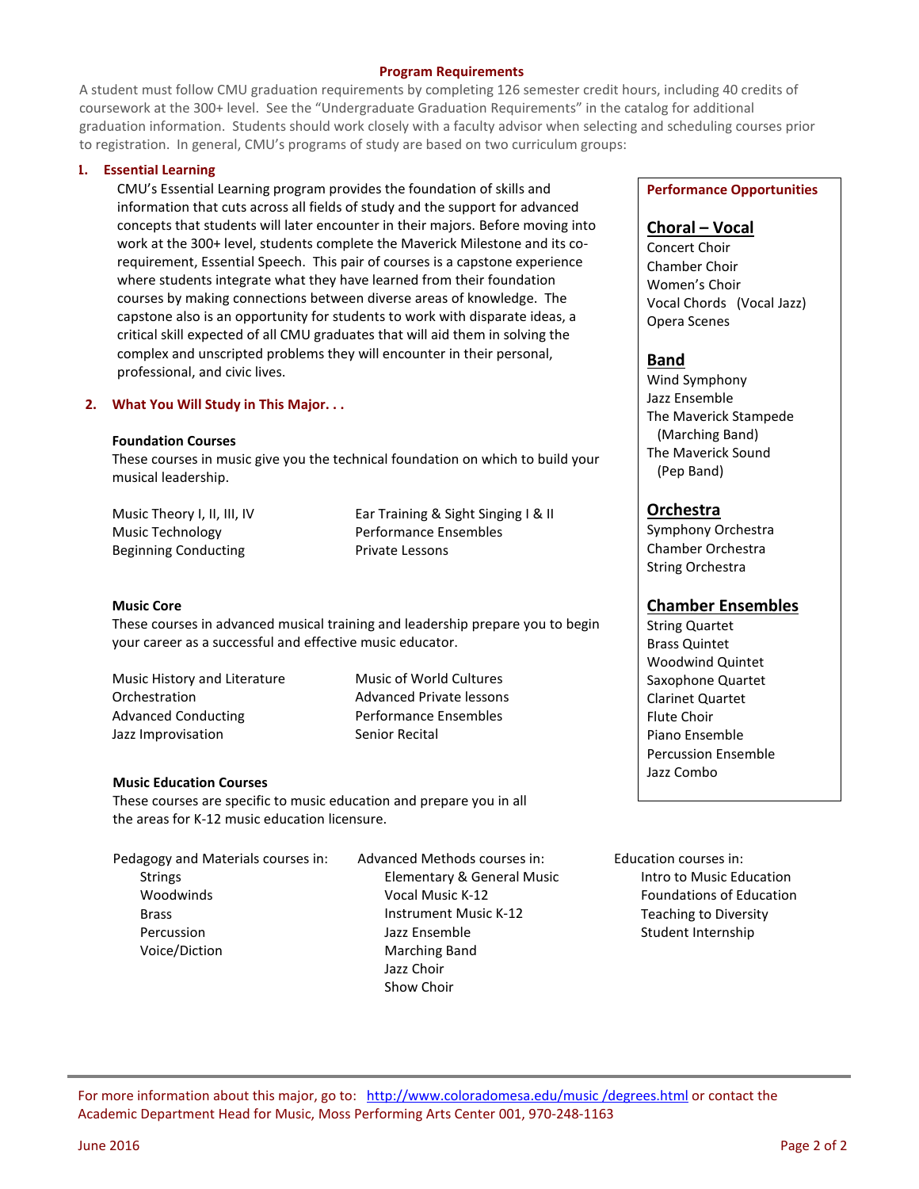## Program Requirements

A student must follow CMU graduation requirements by completing 126 semester credit hours, including 40 credits of coursework at the 300+ level. See the "Undergraduate Graduation Requirements" in the catalog for additional graduation information. Students should work closely with a faculty advisor when selecting and scheduling courses prior to registration. In general, CMU's programs of study are based on two curriculum groups:

### 1. Essential Learning

CMU's Essential Learning program provides the foundation of skills and information that cuts across all fields of study and the support for advanced concepts that students will later encounter in their majors. Before moving into work at the 300+ level, students complete the Maverick Milestone and its co-requirement, Essential Speech. This pair of courses is a capstone experience where students integrate what they have learned from their foundation courses by making connections between diverse areas of knowledge. The capstone also is an opportunity for students to work with disparate ideas, a critical skill expected of all CMU graduates that will aid them in solving the complex and unscripted problems they will encounter in their personal, professional, and civic lives.

### 2. What You Will Study in This Major. . .

**Foundation Courses**

These courses in music give you the technical foundation on which to build your musical leadership.

- Music Theory I, II, III, IV
- Music Technology
- Beginning Conducting
- Ear Training & Sight Singing I & II
- Performance Ensembles
- Private Lessons

**Music Core**

These courses in advanced musical training and leadership prepare you to begin your career as a successful and effective music educator.

- Music History and Literature
- Orchestration
- Advanced Conducting
- Jazz Improvisation
- Music of World Cultures
- Advanced Private lessons
- Performance Ensembles
- Senior Recital

**Music Education Courses**

These courses are specific to music education and prepare you in all the areas for K-12 music education licensure.

Pedagogy and Materials courses in:
- Strings
- Woodwinds
- Brass
- Percussion
- Voice/Diction

Advanced Methods courses in:
- Elementary & General Music
- Vocal Music K-12
- Instrument Music K-12
- Jazz Ensemble
- Marching Band
- Jazz Choir
- Show Choir

Education courses in:
- Intro to Music Education
- Foundations of Education
- Teaching to Diversity
- Student Internship

### Performance Opportunities

**Choral – Vocal**
- Concert Choir
- Chamber Choir
- Women's Choir
- Vocal Chords (Vocal Jazz)
- Opera Scenes

**Band**
- Wind Symphony
- Jazz Ensemble
- The Maverick Stampede (Marching Band)
- The Maverick Sound (Pep Band)

**Orchestra**
- Symphony Orchestra
- Chamber Orchestra
- String Orchestra

**Chamber Ensembles**
- String Quartet
- Brass Quintet
- Woodwind Quintet
- Saxophone Quartet
- Clarinet Quartet
- Flute Choir
- Piano Ensemble
- Percussion Ensemble
- Jazz Combo

For more information about this major, go to: http://www.coloradomesa.edu/music /degrees.html or contact the Academic Department Head for Music, Moss Performing Arts Center 001, 970-248-1163

June 2016